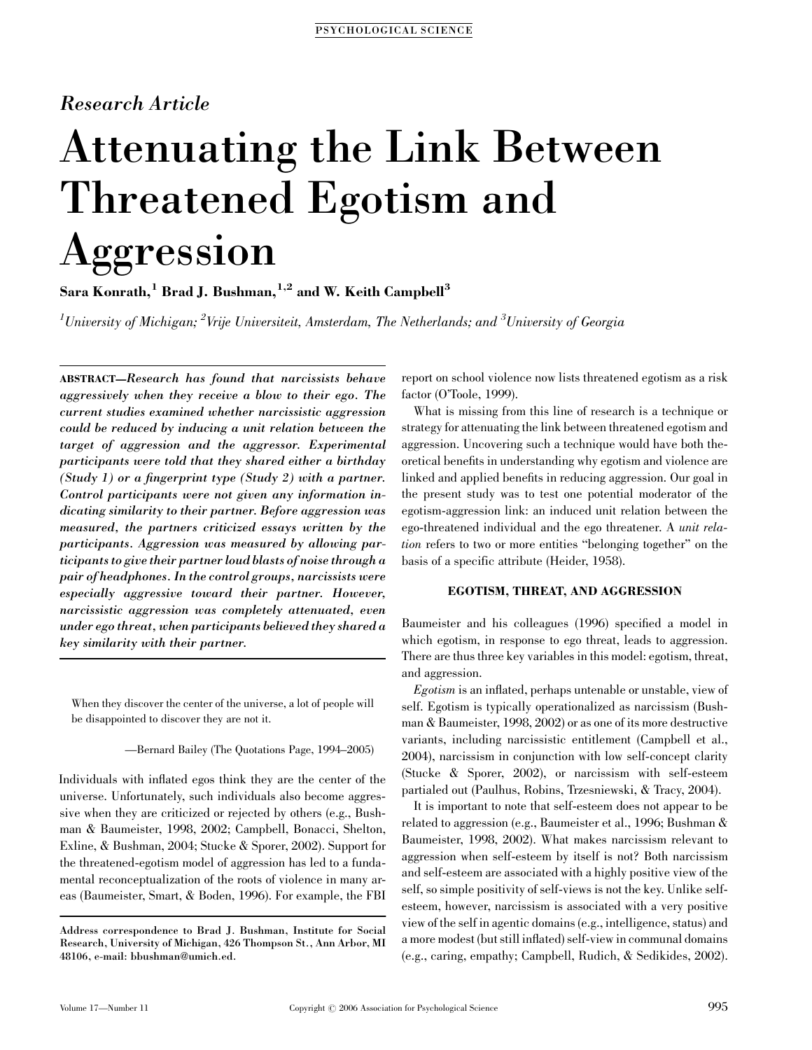*Research Article*

# Attenuating the Link Between Threatened Egotism and Aggression

**Sara Konrath,[1] Brad J. Bushman,[1,2] and W. Keith Campbell[3]**

*[1]University of Michigan; [2]Vrije Universiteit, Amsterdam, The Netherlands; and [3]University of Georgia*

**ABSTRACT**—***Research has found that narcissists behave aggressively when they receive a blow to their ego. The current studies examined whether narcissistic aggression could be reduced by inducing a unit relation between the target of aggression and the aggressor. Experimental participants were told that they shared either a birthday (Study 1) or a fingerprint type (Study 2) with a partner. Control participants were not given any information indicating similarity to their partner. Before aggression was measured, the partners criticized essays written by the participants. Aggression was measured by allowing participants to give their partner loud blasts of noise through a pair of headphones. In the control groups, narcissists were especially aggressive toward their partner. However, narcissistic aggression was completely attenuated, even under ego threat, when participants believed they shared a key similarity with their partner.***

> When they discover the center of the universe, a lot of people will be disappointed to discover they are not it.
>
> —Bernard Bailey (The Quotations Page, 1994–2005)

Individuals with inflated egos think they are the center of the universe. Unfortunately, such individuals also become aggressive when they are criticized or rejected by others (e.g., Bushman & Baumeister, 1998, 2002; Campbell, Bonacci, Shelton, Exline, & Bushman, 2004; Stucke & Sporer, 2002). Support for the threatened-egotism model of aggression has led to a fundamental reconceptualization of the roots of violence in many areas (Baumeister, Smart, & Boden, 1996). For example, the FBI report on school violence now lists threatened egotism as a risk factor (O'Toole, 1999).

What is missing from this line of research is a technique or strategy for attenuating the link between threatened egotism and aggression. Uncovering such a technique would have both theoretical benefits in understanding why egotism and violence are linked and applied benefits in reducing aggression. Our goal in the present study was to test one potential moderator of the egotism-aggression link: an induced unit relation between the ego-threatened individual and the ego threatener. A *unit relation* refers to two or more entities "belonging together" on the basis of a specific attribute (Heider, 1958).

## EGOTISM, THREAT, AND AGGRESSION

Baumeister and his colleagues (1996) specified a model in which egotism, in response to ego threat, leads to aggression. There are thus three key variables in this model: egotism, threat, and aggression.

*Egotism* is an inflated, perhaps untenable or unstable, view of self. Egotism is typically operationalized as narcissism (Bushman & Baumeister, 1998, 2002) or as one of its more destructive variants, including narcissistic entitlement (Campbell et al., 2004), narcissism in conjunction with low self-concept clarity (Stucke & Sporer, 2002), or narcissism with self-esteem partialed out (Paulhus, Robins, Trzesniewski, & Tracy, 2004).

It is important to note that self-esteem does not appear to be related to aggression (e.g., Baumeister et al., 1996; Bushman & Baumeister, 1998, 2002). What makes narcissism relevant to aggression when self-esteem by itself is not? Both narcissism and self-esteem are associated with a highly positive view of the self, so simple positivity of self-views is not the key. Unlike self-esteem, however, narcissism is associated with a very positive view of the self in agentic domains (e.g., intelligence, status) and a more modest (but still inflated) self-view in communal domains (e.g., caring, empathy; Campbell, Rudich, & Sedikides, 2002).

**Address correspondence to Brad J. Bushman, Institute for Social Research, University of Michigan, 426 Thompson St., Ann Arbor, MI 48106, e-mail: bbushman@umich.ed.**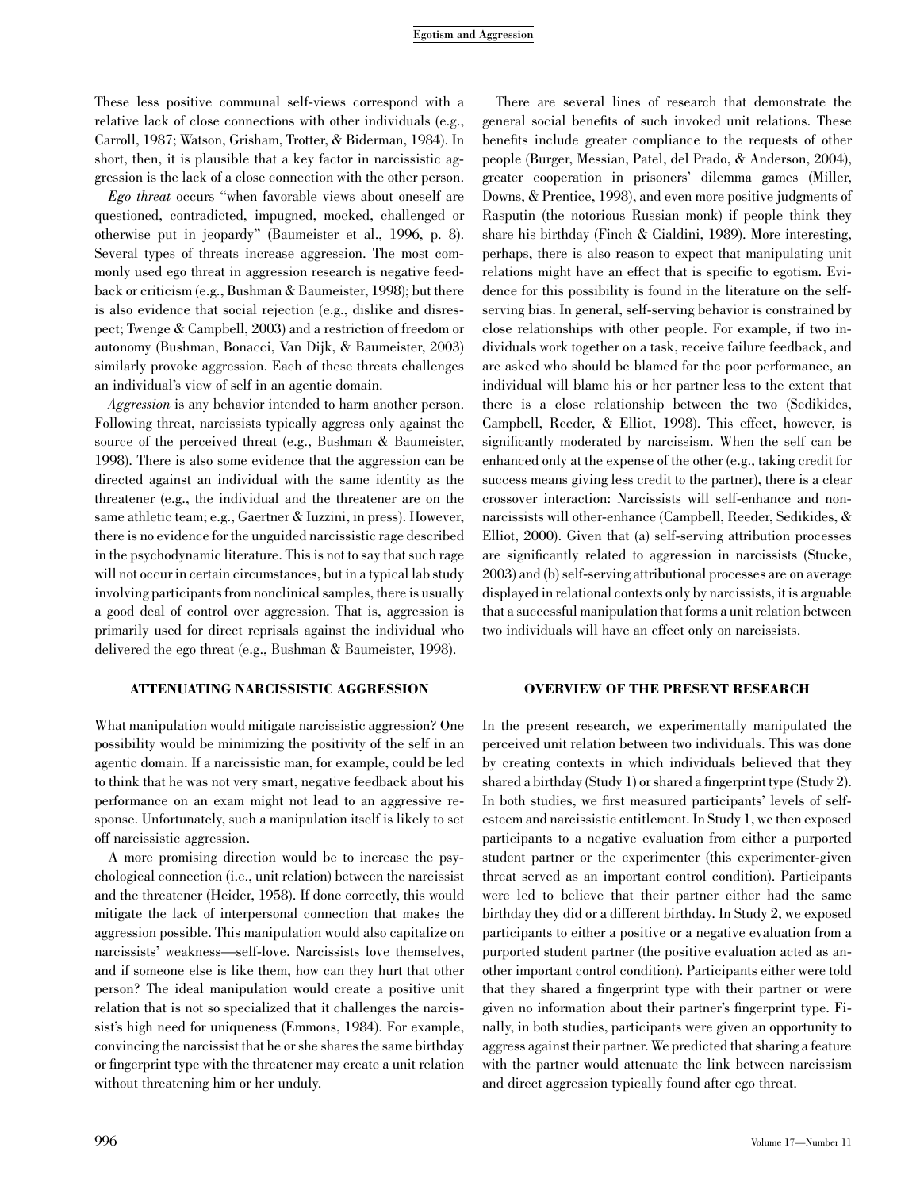These less positive communal self-views correspond with a relative lack of close connections with other individuals (e.g., Carroll, 1987; Watson, Grisham, Trotter, & Biderman, 1984). In short, then, it is plausible that a key factor in narcissistic aggression is the lack of a close connection with the other person.

*Ego threat* occurs "when favorable views about oneself are questioned, contradicted, impugned, mocked, challenged or otherwise put in jeopardy" (Baumeister et al., 1996, p. 8). Several types of threats increase aggression. The most commonly used ego threat in aggression research is negative feedback or criticism (e.g., Bushman & Baumeister, 1998); but there is also evidence that social rejection (e.g., dislike and disrespect; Twenge & Campbell, 2003) and a restriction of freedom or autonomy (Bushman, Bonacci, Van Dijk, & Baumeister, 2003) similarly provoke aggression. Each of these threats challenges an individual's view of self in an agentic domain.

*Aggression* is any behavior intended to harm another person. Following threat, narcissists typically aggress only against the source of the perceived threat (e.g., Bushman & Baumeister, 1998). There is also some evidence that the aggression can be directed against an individual with the same identity as the threatener (e.g., the individual and the threatener are on the same athletic team; e.g., Gaertner & Iuzzini, in press). However, there is no evidence for the unguided narcissistic rage described in the psychodynamic literature. This is not to say that such rage will not occur in certain circumstances, but in a typical lab study involving participants from nonclinical samples, there is usually a good deal of control over aggression. That is, aggression is primarily used for direct reprisals against the individual who delivered the ego threat (e.g., Bushman & Baumeister, 1998).

## ATTENUATING NARCISSISTIC AGGRESSION

What manipulation would mitigate narcissistic aggression? One possibility would be minimizing the positivity of the self in an agentic domain. If a narcissistic man, for example, could be led to think that he was not very smart, negative feedback about his performance on an exam might not lead to an aggressive response. Unfortunately, such a manipulation itself is likely to set off narcissistic aggression.

A more promising direction would be to increase the psychological connection (i.e., unit relation) between the narcissist and the threatener (Heider, 1958). If done correctly, this would mitigate the lack of interpersonal connection that makes the aggression possible. This manipulation would also capitalize on narcissists' weakness—self-love. Narcissists love themselves, and if someone else is like them, how can they hurt that other person? The ideal manipulation would create a positive unit relation that is not so specialized that it challenges the narcissist's high need for uniqueness (Emmons, 1984). For example, convincing the narcissist that he or she shares the same birthday or fingerprint type with the threatener may create a unit relation without threatening him or her unduly.

There are several lines of research that demonstrate the general social benefits of such invoked unit relations. These benefits include greater compliance to the requests of other people (Burger, Messian, Patel, del Prado, & Anderson, 2004), greater cooperation in prisoners' dilemma games (Miller, Downs, & Prentice, 1998), and even more positive judgments of Rasputin (the notorious Russian monk) if people think they share his birthday (Finch & Cialdini, 1989). More interesting, perhaps, there is also reason to expect that manipulating unit relations might have an effect that is specific to egotism. Evidence for this possibility is found in the literature on the self-serving bias. In general, self-serving behavior is constrained by close relationships with other people. For example, if two individuals work together on a task, receive failure feedback, and are asked who should be blamed for the poor performance, an individual will blame his or her partner less to the extent that there is a close relationship between the two (Sedikides, Campbell, Reeder, & Elliot, 1998). This effect, however, is significantly moderated by narcissism. When the self can be enhanced only at the expense of the other (e.g., taking credit for success means giving less credit to the partner), there is a clear crossover interaction: Narcissists will self-enhance and nonnarcissists will other-enhance (Campbell, Reeder, Sedikides, & Elliot, 2000). Given that (a) self-serving attribution processes are significantly related to aggression in narcissists (Stucke, 2003) and (b) self-serving attributional processes are on average displayed in relational contexts only by narcissists, it is arguable that a successful manipulation that forms a unit relation between two individuals will have an effect only on narcissists.

## OVERVIEW OF THE PRESENT RESEARCH

In the present research, we experimentally manipulated the perceived unit relation between two individuals. This was done by creating contexts in which individuals believed that they shared a birthday (Study 1) or shared a fingerprint type (Study 2). In both studies, we first measured participants' levels of self-esteem and narcissistic entitlement. In Study 1, we then exposed participants to a negative evaluation from either a purported student partner or the experimenter (this experimenter-given threat served as an important control condition). Participants were led to believe that their partner either had the same birthday they did or a different birthday. In Study 2, we exposed participants to either a positive or a negative evaluation from a purported student partner (the positive evaluation acted as another important control condition). Participants either were told that they shared a fingerprint type with their partner or were given no information about their partner's fingerprint type. Finally, in both studies, participants were given an opportunity to aggress against their partner. We predicted that sharing a feature with the partner would attenuate the link between narcissism and direct aggression typically found after ego threat.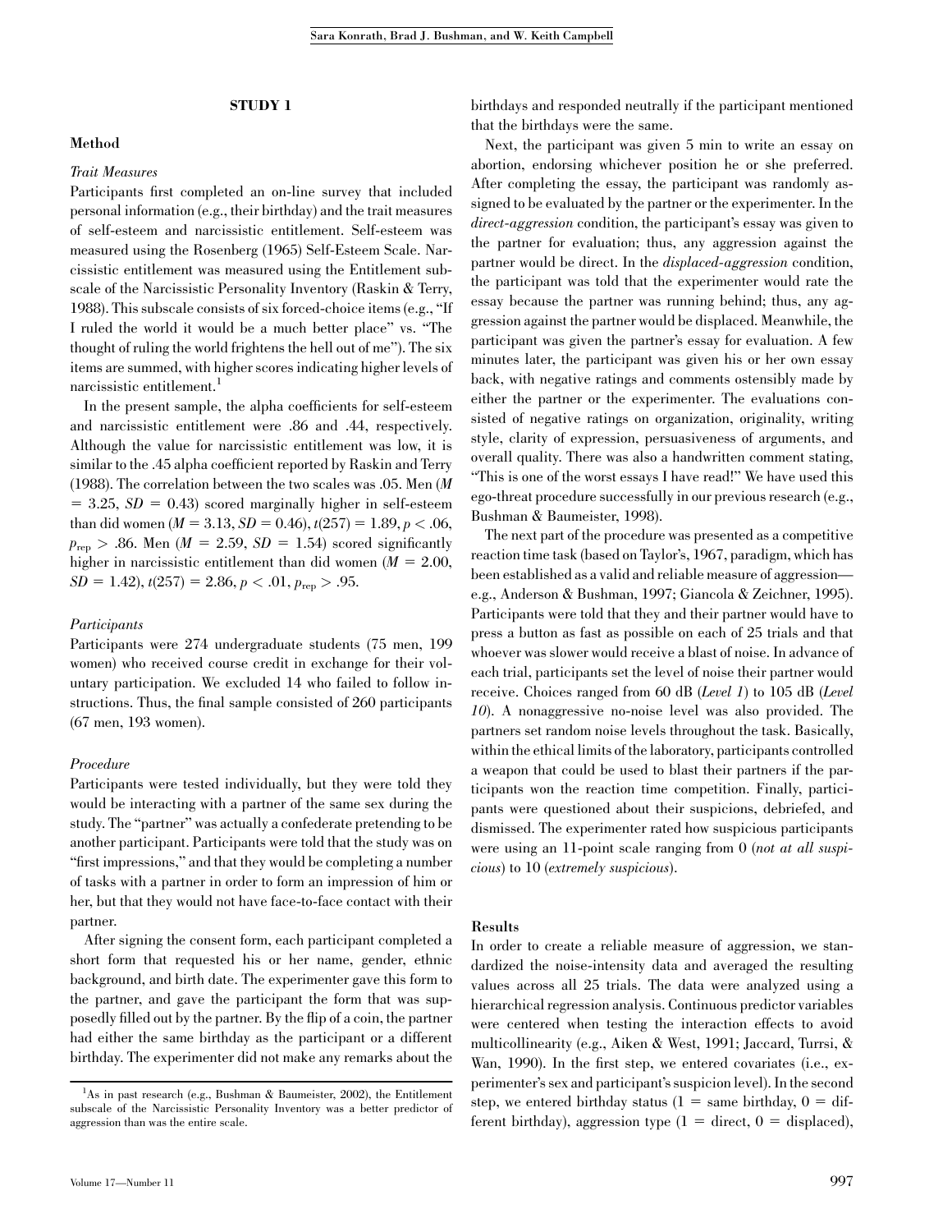## STUDY 1

### Method

#### *Trait Measures*

Participants first completed an on-line survey that included personal information (e.g., their birthday) and the trait measures of self-esteem and narcissistic entitlement. Self-esteem was measured using the Rosenberg (1965) Self-Esteem Scale. Narcissistic entitlement was measured using the Entitlement subscale of the Narcissistic Personality Inventory (Raskin & Terry, 1988). This subscale consists of six forced-choice items (e.g., "If I ruled the world it would be a much better place" vs. "The thought of ruling the world frightens the hell out of me"). The six items are summed, with higher scores indicating higher levels of narcissistic entitlement.[1]

In the present sample, the alpha coefficients for self-esteem and narcissistic entitlement were .86 and .44, respectively. Although the value for narcissistic entitlement was low, it is similar to the .45 alpha coefficient reported by Raskin and Terry (1988). The correlation between the two scales was .05. Men ($M = 3.25$, $SD = 0.43$) scored marginally higher in self-esteem than did women ($M = 3.13$, $SD = 0.46$), $t(257) = 1.89$, $p < .06$, $p_{\text{rep}} > .86$. Men ($M = 2.59$, $SD = 1.54$) scored significantly higher in narcissistic entitlement than did women ($M = 2.00$, $SD = 1.42$), $t(257) = 2.86$, $p < .01$, $p_{\text{rep}} > .95$.

#### *Participants*

Participants were 274 undergraduate students (75 men, 199 women) who received course credit in exchange for their voluntary participation. We excluded 14 who failed to follow instructions. Thus, the final sample consisted of 260 participants (67 men, 193 women).

#### *Procedure*

Participants were tested individually, but they were told they would be interacting with a partner of the same sex during the study. The "partner" was actually a confederate pretending to be another participant. Participants were told that the study was on "first impressions," and that they would be completing a number of tasks with a partner in order to form an impression of him or her, but that they would not have face-to-face contact with their partner.

After signing the consent form, each participant completed a short form that requested his or her name, gender, ethnic background, and birth date. The experimenter gave this form to the partner, and gave the participant the form that was supposedly filled out by the partner. By the flip of a coin, the partner had either the same birthday as the participant or a different birthday. The experimenter did not make any remarks about the birthdays and responded neutrally if the participant mentioned that the birthdays were the same.

Next, the participant was given 5 min to write an essay on abortion, endorsing whichever position he or she preferred. After completing the essay, the participant was randomly assigned to be evaluated by the partner or the experimenter. In the *direct-aggression* condition, the participant's essay was given to the partner for evaluation; thus, any aggression against the partner would be direct. In the *displaced-aggression* condition, the participant was told that the experimenter would rate the essay because the partner was running behind; thus, any aggression against the partner would be displaced. Meanwhile, the participant was given the partner's essay for evaluation. A few minutes later, the participant was given his or her own essay back, with negative ratings and comments ostensibly made by either the partner or the experimenter. The evaluations consisted of negative ratings on organization, originality, writing style, clarity of expression, persuasiveness of arguments, and overall quality. There was also a handwritten comment stating, "This is one of the worst essays I have read!" We have used this ego-threat procedure successfully in our previous research (e.g., Bushman & Baumeister, 1998).

The next part of the procedure was presented as a competitive reaction time task (based on Taylor's, 1967, paradigm, which has been established as a valid and reliable measure of aggression—e.g., Anderson & Bushman, 1997; Giancola & Zeichner, 1995). Participants were told that they and their partner would have to press a button as fast as possible on each of 25 trials and that whoever was slower would receive a blast of noise. In advance of each trial, participants set the level of noise their partner would receive. Choices ranged from 60 dB (*Level 1*) to 105 dB (*Level 10*). A nonaggressive no-noise level was also provided. The partners set random noise levels throughout the task. Basically, within the ethical limits of the laboratory, participants controlled a weapon that could be used to blast their partners if the participants won the reaction time competition. Finally, participants were questioned about their suspicions, debriefed, and dismissed. The experimenter rated how suspicious participants were using an 11-point scale ranging from 0 (*not at all suspicious*) to 10 (*extremely suspicious*).

### Results

In order to create a reliable measure of aggression, we standardized the noise-intensity data and averaged the resulting values across all 25 trials. The data were analyzed using a hierarchical regression analysis. Continuous predictor variables were centered when testing the interaction effects to avoid multicollinearity (e.g., Aiken & West, 1991; Jaccard, Turrsi, & Wan, 1990). In the first step, we entered covariates (i.e., experimenter's sex and participant's suspicion level). In the second step, we entered birthday status (1 = same birthday, 0 = different birthday), aggression type (1 = direct, 0 = displaced),

[1]As in past research (e.g., Bushman & Baumeister, 2002), the Entitlement subscale of the Narcissistic Personality Inventory was a better predictor of aggression than was the entire scale.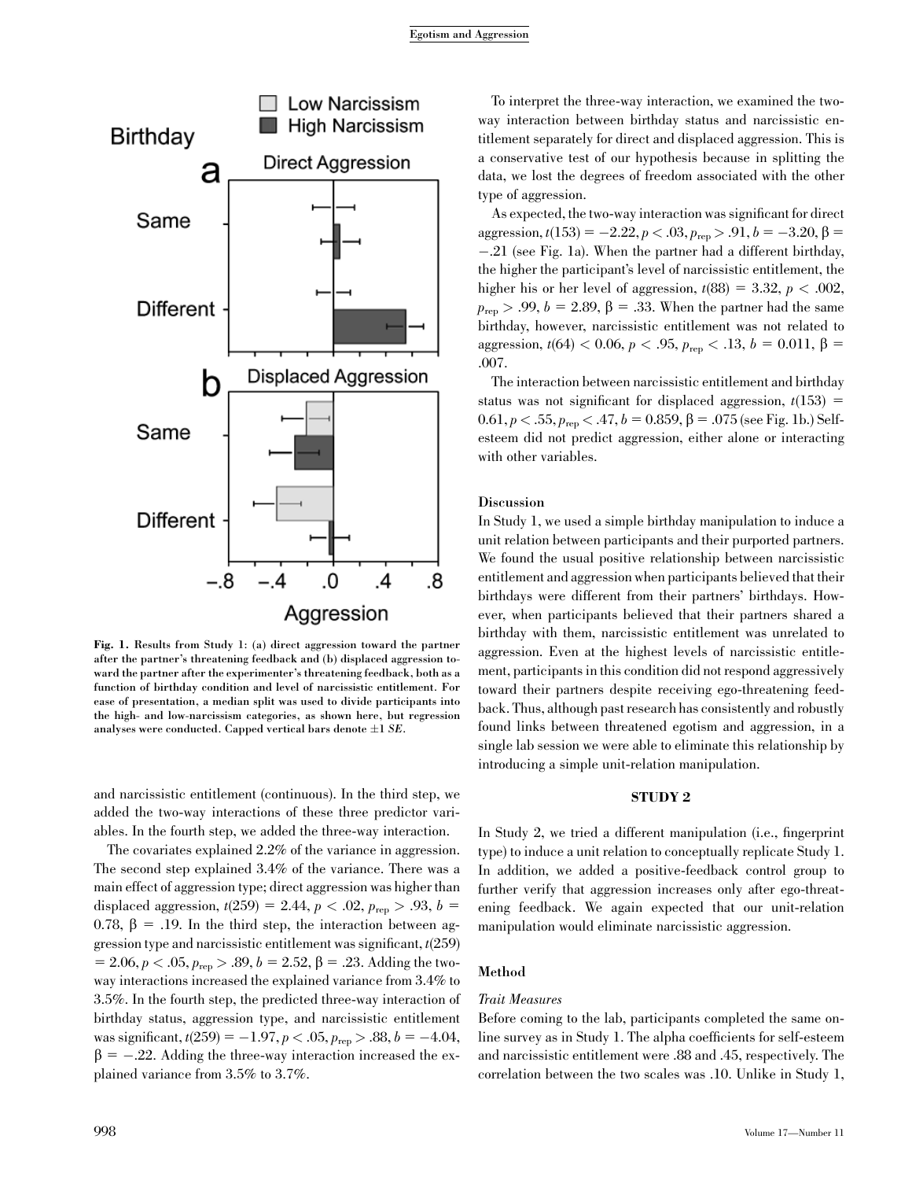Fig. 1. Results from Study 1: (a) direct aggression toward the partner after the partner's threatening feedback and (b) displaced aggression toward the partner after the experimenter's threatening feedback, both as a function of birthday condition and level of narcissistic entitlement. For ease of presentation, a median split was used to divide participants into the high- and low-narcissism categories, as shown here, but regression analyses were conducted. Capped vertical bars denote ±1 *SE*.

and narcissistic entitlement (continuous). In the third step, we added the two-way interactions of these three predictor variables. In the fourth step, we added the three-way interaction.

The covariates explained 2.2% of the variance in aggression. The second step explained 3.4% of the variance. There was a main effect of aggression type; direct aggression was higher than displaced aggression, $t(259) = 2.44$, $p < .02$, $p_{rep} > .93$, $b = 0.78$, $\beta = .19$. In the third step, the interaction between aggression type and narcissistic entitlement was significant, $t(259) = 2.06$, $p < .05$, $p_{rep} > .89$, $b = 2.52$, $\beta = .23$. Adding the two-way interactions increased the explained variance from 3.4% to 3.5%. In the fourth step, the predicted three-way interaction of birthday status, aggression type, and narcissistic entitlement was significant, $t(259) = -1.97$, $p < .05$, $p_{rep} > .88$, $b = -4.04$, $\beta = -.22$. Adding the three-way interaction increased the explained variance from 3.5% to 3.7%.

To interpret the three-way interaction, we examined the two-way interaction between birthday status and narcissistic entitlement separately for direct and displaced aggression. This is a conservative test of our hypothesis because in splitting the data, we lost the degrees of freedom associated with the other type of aggression.

As expected, the two-way interaction was significant for direct aggression, $t(153) = -2.22$, $p < .03$, $p_{rep} > .91$, $b = -3.20$, $\beta = -.21$ (see Fig. 1a). When the partner had a different birthday, the higher the participant's level of narcissistic entitlement, the higher his or her level of aggression, $t(88) = 3.32$, $p < .002$, $p_{rep} > .99$, $b = 2.89$, $\beta = .33$. When the partner had the same birthday, however, narcissistic entitlement was not related to aggression, $t(64) < 0.06$, $p < .95$, $p_{rep} < .13$, $b = 0.011$, $\beta = .007$.

The interaction between narcissistic entitlement and birthday status was not significant for displaced aggression, $t(153) = 0.61$, $p < .55$, $p_{rep} < .47$, $b = 0.859$, $\beta = .075$ (see Fig. 1b.) Self-esteem did not predict aggression, either alone or interacting with other variables.

### Discussion

In Study 1, we used a simple birthday manipulation to induce a unit relation between participants and their purported partners. We found the usual positive relationship between narcissistic entitlement and aggression when participants believed that their birthdays were different from their partners' birthdays. However, when participants believed that their partners shared a birthday with them, narcissistic entitlement was unrelated to aggression. Even at the highest levels of narcissistic entitlement, participants in this condition did not respond aggressively toward their partners despite receiving ego-threatening feedback. Thus, although past research has consistently and robustly found links between threatened egotism and aggression, in a single lab session we were able to eliminate this relationship by introducing a simple unit-relation manipulation.

## STUDY 2

In Study 2, we tried a different manipulation (i.e., fingerprint type) to induce a unit relation to conceptually replicate Study 1. In addition, we added a positive-feedback control group to further verify that aggression increases only after ego-threatening feedback. We again expected that our unit-relation manipulation would eliminate narcissistic aggression.

### Method

#### *Trait Measures*

Before coming to the lab, participants completed the same online survey as in Study 1. The alpha coefficients for self-esteem and narcissistic entitlement were .88 and .45, respectively. The correlation between the two scales was .10. Unlike in Study 1,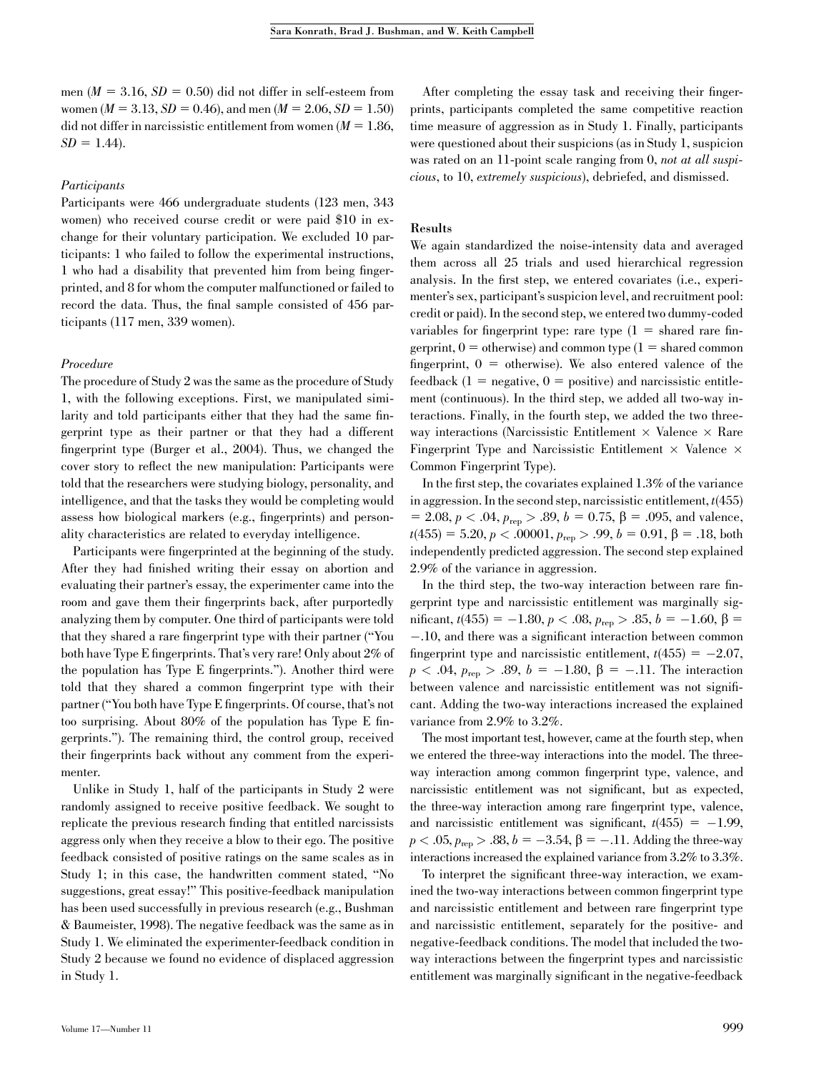men ($M = 3.16$, $SD = 0.50$) did not differ in self-esteem from women ($M = 3.13$, $SD = 0.46$), and men ($M = 2.06$, $SD = 1.50$) did not differ in narcissistic entitlement from women ($M = 1.86$, $SD = 1.44$).

### *Participants*

Participants were 466 undergraduate students (123 men, 343 women) who received course credit or were paid $10 in exchange for their voluntary participation. We excluded 10 participants: 1 who failed to follow the experimental instructions, 1 who had a disability that prevented him from being fingerprinted, and 8 for whom the computer malfunctioned or failed to record the data. Thus, the final sample consisted of 456 participants (117 men, 339 women).

### *Procedure*

The procedure of Study 2 was the same as the procedure of Study 1, with the following exceptions. First, we manipulated similarity and told participants either that they had the same fingerprint type as their partner or that they had a different fingerprint type (Burger et al., 2004). Thus, we changed the cover story to reflect the new manipulation: Participants were told that the researchers were studying biology, personality, and intelligence, and that the tasks they would be completing would assess how biological markers (e.g., fingerprints) and personality characteristics are related to everyday intelligence.

Participants were fingerprinted at the beginning of the study. After they had finished writing their essay on abortion and evaluating their partner's essay, the experimenter came into the room and gave them their fingerprints back, after purportedly analyzing them by computer. One third of participants were told that they shared a rare fingerprint type with their partner ("You both have Type E fingerprints. That's very rare! Only about 2% of the population has Type E fingerprints."). Another third were told that they shared a common fingerprint type with their partner ("You both have Type E fingerprints. Of course, that's not too surprising. About 80% of the population has Type E fingerprints."). The remaining third, the control group, received their fingerprints back without any comment from the experimenter.

Unlike in Study 1, half of the participants in Study 2 were randomly assigned to receive positive feedback. We sought to replicate the previous research finding that entitled narcissists aggress only when they receive a blow to their ego. The positive feedback consisted of positive ratings on the same scales as in Study 1; in this case, the handwritten comment stated, "No suggestions, great essay!" This positive-feedback manipulation has been used successfully in previous research (e.g., Bushman & Baumeister, 1998). The negative feedback was the same as in Study 1. We eliminated the experimenter-feedback condition in Study 2 because we found no evidence of displaced aggression in Study 1.

After completing the essay task and receiving their fingerprints, participants completed the same competitive reaction time measure of aggression as in Study 1. Finally, participants were questioned about their suspicions (as in Study 1, suspicion was rated on an 11-point scale ranging from 0, *not at all suspicious*, to 10, *extremely suspicious*), debriefed, and dismissed.

### Results

We again standardized the noise-intensity data and averaged them across all 25 trials and used hierarchical regression analysis. In the first step, we entered covariates (i.e., experimenter's sex, participant's suspicion level, and recruitment pool: credit or paid). In the second step, we entered two dummy-coded variables for fingerprint type: rare type (1 = shared rare fingerprint, 0 = otherwise) and common type (1 = shared common fingerprint, 0 = otherwise). We also entered valence of the feedback (1 = negative, 0 = positive) and narcissistic entitlement (continuous). In the third step, we added all two-way interactions. Finally, in the fourth step, we added the two three-way interactions (Narcissistic Entitlement × Valence × Rare Fingerprint Type and Narcissistic Entitlement × Valence × Common Fingerprint Type).

In the first step, the covariates explained 1.3% of the variance in aggression. In the second step, narcissistic entitlement, $t(455) = 2.08$, $p < .04$, $p_{\text{rep}} > .89$, $b = 0.75$, $\beta = .095$, and valence, $t(455) = 5.20$, $p < .00001$, $p_{\text{rep}} > .99$, $b = 0.91$, $\beta = .18$, both independently predicted aggression. The second step explained 2.9% of the variance in aggression.

In the third step, the two-way interaction between rare fingerprint type and narcissistic entitlement was marginally significant, $t(455) = -1.80$, $p < .08$, $p_{\text{rep}} > .85$, $b = -1.60$, $\beta = -.10$, and there was a significant interaction between common fingerprint type and narcissistic entitlement, $t(455) = -2.07$, $p < .04$, $p_{\text{rep}} > .89$, $b = -1.80$, $\beta = -.11$. The interaction between valence and narcissistic entitlement was not significant. Adding the two-way interactions increased the explained variance from 2.9% to 3.2%.

The most important test, however, came at the fourth step, when we entered the three-way interactions into the model. The three-way interaction among common fingerprint type, valence, and narcissistic entitlement was not significant, but as expected, the three-way interaction among rare fingerprint type, valence, and narcissistic entitlement was significant, $t(455) = -1.99$, $p < .05$, $p_{\text{rep}} > .88$, $b = -3.54$, $\beta = -.11$. Adding the three-way interactions increased the explained variance from 3.2% to 3.3%.

To interpret the significant three-way interaction, we examined the two-way interactions between common fingerprint type and narcissistic entitlement and between rare fingerprint type and narcissistic entitlement, separately for the positive- and negative-feedback conditions. The model that included the two-way interactions between the fingerprint types and narcissistic entitlement was marginally significant in the negative-feedback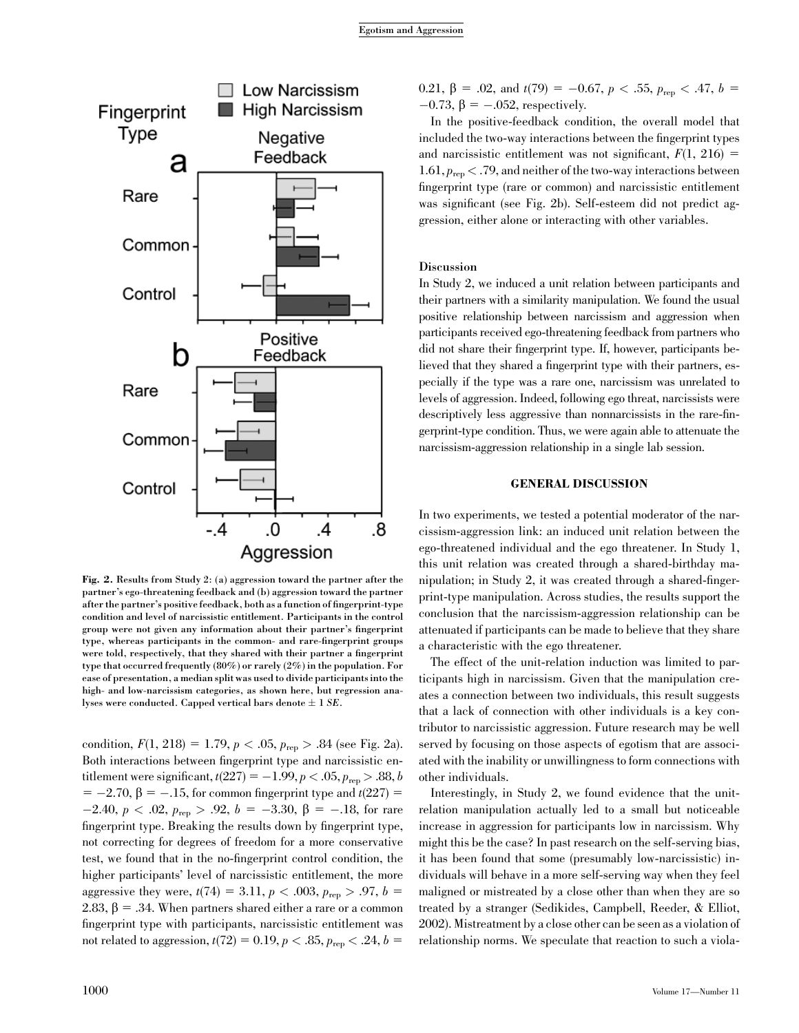Fingerprint Type

Low Narcissism

High Narcissism

a

Negative Feedback

Rare

Common

Control

b

Positive Feedback

Rare

Common

Control

-.4 .0 .4 .8

Aggression

Fig. 2. Results from Study 2: (a) aggression toward the partner after the partner's ego-threatening feedback and (b) aggression toward the partner after the partner's positive feedback, both as a function of fingerprint-type condition and level of narcissistic entitlement. Participants in the control group were not given any information about their partner's fingerprint type, whereas participants in the common- and rare-fingerprint groups were told, respectively, that they shared with their partner a fingerprint type that occurred frequently (80%) or rarely (2%) in the population. For ease of presentation, a median split was used to divide participants into the high- and low-narcissism categories, as shown here, but regression analyses were conducted. Capped vertical bars denote ± 1 *SE*.

condition, $F(1, 218) = 1.79$, $p < .05$, $p_{rep} > .84$ (see Fig. 2a). Both interactions between fingerprint type and narcissistic entitlement were significant, $t(227) = -1.99$, $p < .05$, $p_{rep} > .88$, $b = -2.70$, $\beta = -.15$, for common fingerprint type and $t(227) = -2.40$, $p < .02$, $p_{rep} > .92$, $b = -3.30$, $\beta = -.18$, for rare fingerprint type. Breaking the results down by fingerprint type, not correcting for degrees of freedom for a more conservative test, we found that in the no-fingerprint control condition, the higher participants' level of narcissistic entitlement, the more aggressive they were, $t(74) = 3.11$, $p < .003$, $p_{rep} > .97$, $b = 2.83$, $\beta = .34$. When partners shared either a rare or a common fingerprint type with participants, narcissistic entitlement was not related to aggression, $t(72) = 0.19$, $p < .85$, $p_{rep} < .24$, $b = 0.21$, $\beta = .02$, and $t(79) = -0.67$, $p < .55$, $p_{rep} < .47$, $b = -0.73$, $\beta = -.052$, respectively.

In the positive-feedback condition, the overall model that included the two-way interactions between the fingerprint types and narcissistic entitlement was not significant, $F(1, 216) = 1.61$, $p_{rep} < .79$, and neither of the two-way interactions between fingerprint type (rare or common) and narcissistic entitlement was significant (see Fig. 2b). Self-esteem did not predict aggression, either alone or interacting with other variables.

### Discussion

In Study 2, we induced a unit relation between participants and their partners with a similarity manipulation. We found the usual positive relationship between narcissism and aggression when participants received ego-threatening feedback from partners who did not share their fingerprint type. If, however, participants believed that they shared a fingerprint type with their partners, especially if the type was a rare one, narcissism was unrelated to levels of aggression. Indeed, following ego threat, narcissists were descriptively less aggressive than nonnarcissists in the rare-fingerprint-type condition. Thus, we were again able to attenuate the narcissism-aggression relationship in a single lab session.

## GENERAL DISCUSSION

In two experiments, we tested a potential moderator of the narcissism-aggression link: an induced unit relation between the ego-threatened individual and the ego threatener. In Study 1, this unit relation was created through a shared-birthday manipulation; in Study 2, it was created through a shared-fingerprint-type manipulation. Across studies, the results support the conclusion that the narcissism-aggression relationship can be attenuated if participants can be made to believe that they share a characteristic with the ego threatener.

The effect of the unit-relation induction was limited to participants high in narcissism. Given that the manipulation creates a connection between two individuals, this result suggests that a lack of connection with other individuals is a key contributor to narcissistic aggression. Future research may be well served by focusing on those aspects of egotism that are associated with the inability or unwillingness to form connections with other individuals.

Interestingly, in Study 2, we found evidence that the unit-relation manipulation actually led to a small but noticeable increase in aggression for participants low in narcissism. Why might this be the case? In past research on the self-serving bias, it has been found that some (presumably low-narcissistic) individuals will behave in a more self-serving way when they feel maligned or mistreated by a close other than when they are so treated by a stranger (Sedikides, Campbell, Reeder, & Elliot, 2002). Mistreatment by a close other can be seen as a violation of relationship norms. We speculate that reaction to such a viola-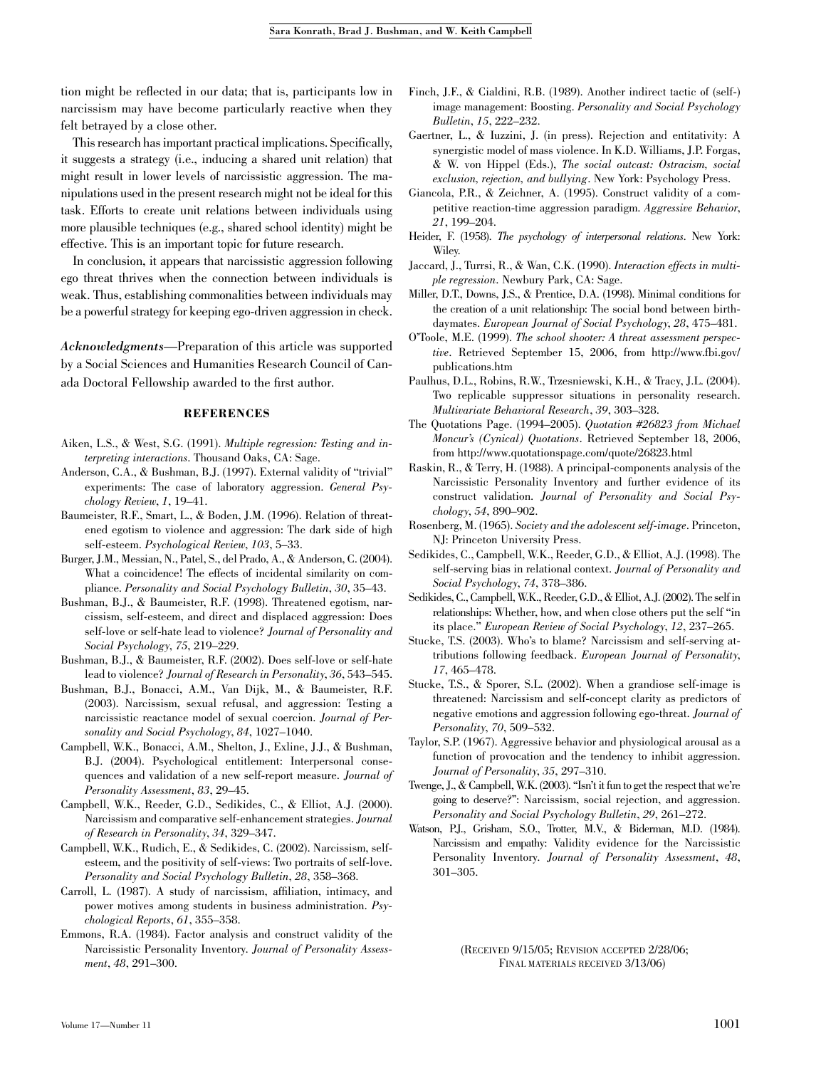tion might be reflected in our data; that is, participants low in narcissism may have become particularly reactive when they felt betrayed by a close other.

This research has important practical implications. Specifically, it suggests a strategy (i.e., inducing a shared unit relation) that might result in lower levels of narcissistic aggression. The manipulations used in the present research might not be ideal for this task. Efforts to create unit relations between individuals using more plausible techniques (e.g., shared school identity) might be effective. This is an important topic for future research.

In conclusion, it appears that narcissistic aggression following ego threat thrives when the connection between individuals is weak. Thus, establishing commonalities between individuals may be a powerful strategy for keeping ego-driven aggression in check.

***Acknowledgments***—Preparation of this article was supported by a Social Sciences and Humanities Research Council of Canada Doctoral Fellowship awarded to the first author.

## REFERENCES

Aiken, L.S., & West, S.G. (1991). *Multiple regression: Testing and interpreting interactions*. Thousand Oaks, CA: Sage.

Anderson, C.A., & Bushman, B.J. (1997). External validity of "trivial" experiments: The case of laboratory aggression. *General Psychology Review*, *1*, 19–41.

Baumeister, R.F., Smart, L., & Boden, J.M. (1996). Relation of threatened egotism to violence and aggression: The dark side of high self-esteem. *Psychological Review*, *103*, 5–33.

Burger, J.M., Messian, N., Patel, S., del Prado, A., & Anderson, C. (2004). What a coincidence! The effects of incidental similarity on compliance. *Personality and Social Psychology Bulletin*, *30*, 35–43.

Bushman, B.J., & Baumeister, R.F. (1998). Threatened egotism, narcissism, self-esteem, and direct and displaced aggression: Does self-love or self-hate lead to violence? *Journal of Personality and Social Psychology*, *75*, 219–229.

Bushman, B.J., & Baumeister, R.F. (2002). Does self-love or self-hate lead to violence? *Journal of Research in Personality*, *36*, 543–545.

Bushman, B.J., Bonacci, A.M., Van Dijk, M., & Baumeister, R.F. (2003). Narcissism, sexual refusal, and aggression: Testing a narcissistic reactance model of sexual coercion. *Journal of Personality and Social Psychology*, *84*, 1027–1040.

Campbell, W.K., Bonacci, A.M., Shelton, J., Exline, J.J., & Bushman, B.J. (2004). Psychological entitlement: Interpersonal consequences and validation of a new self-report measure. *Journal of Personality Assessment*, *83*, 29–45.

Campbell, W.K., Reeder, G.D., Sedikides, C., & Elliot, A.J. (2000). Narcissism and comparative self-enhancement strategies. *Journal of Research in Personality*, *34*, 329–347.

Campbell, W.K., Rudich, E., & Sedikides, C. (2002). Narcissism, self-esteem, and the positivity of self-views: Two portraits of self-love. *Personality and Social Psychology Bulletin*, *28*, 358–368.

Carroll, L. (1987). A study of narcissism, affiliation, intimacy, and power motives among students in business administration. *Psychological Reports*, *61*, 355–358.

Emmons, R.A. (1984). Factor analysis and construct validity of the Narcissistic Personality Inventory. *Journal of Personality Assessment*, *48*, 291–300.

Finch, J.F., & Cialdini, R.B. (1989). Another indirect tactic of (self-) image management: Boosting. *Personality and Social Psychology Bulletin*, *15*, 222–232.

Gaertner, L., & Iuzzini, J. (in press). Rejection and entitativity: A synergistic model of mass violence. In K.D. Williams, J.P. Forgas, & W. von Hippel (Eds.), *The social outcast: Ostracism, social exclusion, rejection, and bullying*. New York: Psychology Press.

Giancola, P.R., & Zeichner, A. (1995). Construct validity of a competitive reaction-time aggression paradigm. *Aggressive Behavior*, *21*, 199–204.

Heider, F. (1958). *The psychology of interpersonal relations*. New York: Wiley.

Jaccard, J., Turrsi, R., & Wan, C.K. (1990). *Interaction effects in multiple regression*. Newbury Park, CA: Sage.

Miller, D.T., Downs, J.S., & Prentice, D.A. (1998). Minimal conditions for the creation of a unit relationship: The social bond between birthdaymates. *European Journal of Social Psychology*, *28*, 475–481.

O'Toole, M.E. (1999). *The school shooter: A threat assessment perspective*. Retrieved September 15, 2006, from http://www.fbi.gov/publications.htm

Paulhus, D.L., Robins, R.W., Trzesniewski, K.H., & Tracy, J.L. (2004). Two replicable suppressor situations in personality research. *Multivariate Behavioral Research*, *39*, 303–328.

The Quotations Page. (1994–2005). *Quotation #26823 from Michael Moncur's (Cynical) Quotations*. Retrieved September 18, 2006, from http://www.quotationspage.com/quote/26823.html

Raskin, R., & Terry, H. (1988). A principal-components analysis of the Narcissistic Personality Inventory and further evidence of its construct validation. *Journal of Personality and Social Psychology*, *54*, 890–902.

Rosenberg, M. (1965). *Society and the adolescent self-image*. Princeton, NJ: Princeton University Press.

Sedikides, C., Campbell, W.K., Reeder, G.D., & Elliot, A.J. (1998). The self-serving bias in relational context. *Journal of Personality and Social Psychology*, *74*, 378–386.

Sedikides, C., Campbell, W.K., Reeder, G.D., & Elliot, A.J. (2002). The self in relationships: Whether, how, and when close others put the self "in its place." *European Review of Social Psychology*, *12*, 237–265.

Stucke, T.S. (2003). Who's to blame? Narcissism and self-serving attributions following feedback. *European Journal of Personality*, *17*, 465–478.

Stucke, T.S., & Sporer, S.L. (2002). When a grandiose self-image is threatened: Narcissism and self-concept clarity as predictors of negative emotions and aggression following ego-threat. *Journal of Personality*, *70*, 509–532.

Taylor, S.P. (1967). Aggressive behavior and physiological arousal as a function of provocation and the tendency to inhibit aggression. *Journal of Personality*, *35*, 297–310.

Twenge, J., & Campbell, W.K. (2003). "Isn't it fun to get the respect that we're going to deserve?": Narcissism, social rejection, and aggression. *Personality and Social Psychology Bulletin*, *29*, 261–272.

Watson, P.J., Grisham, S.O., Trotter, M.V., & Biderman, M.D. (1984). Narcissism and empathy: Validity evidence for the Narcissistic Personality Inventory. *Journal of Personality Assessment*, *48*, 301–305.

(Received 9/15/05; Revision accepted 2/28/06; Final materials received 3/13/06)